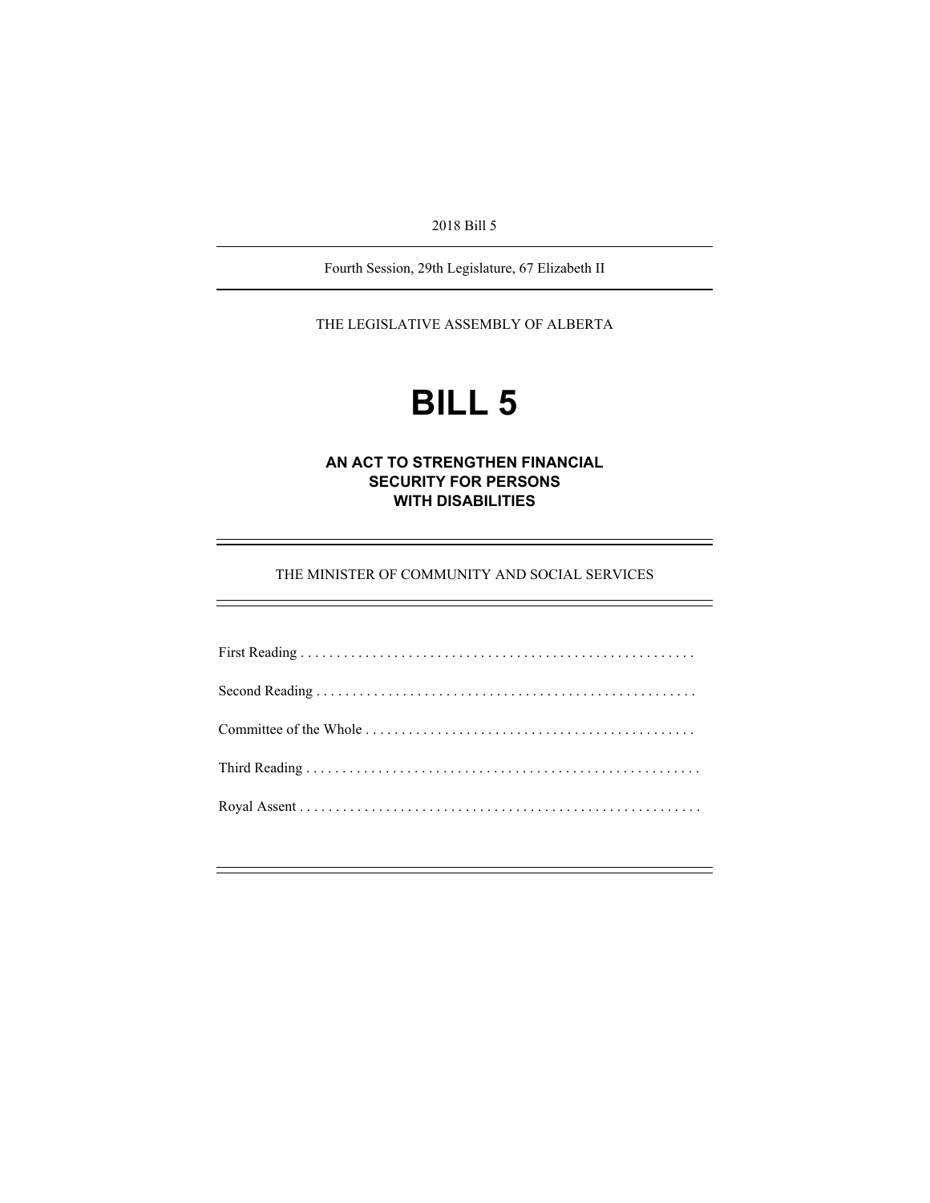2018 Bill 5

Fourth Session, 29th Legislature, 67 Elizabeth II

THE LEGISLATIVE ASSEMBLY OF ALBERTA

# BILL 5

## AN ACT TO STRENGTHEN FINANCIAL SECURITY FOR PERSONS WITH DISABILITIES

THE MINISTER OF COMMUNITY AND SOCIAL SERVICES

First Reading . . . . . . . . . . . . . . . . . . . . . . . . . . . . . . . . . . . . . . . . . . . . . . . . . . . . . .

Second Reading . . . . . . . . . . . . . . . . . . . . . . . . . . . . . . . . . . . . . . . . . . . . . . . . . . . . .

Committee of the Whole . . . . . . . . . . . . . . . . . . . . . . . . . . . . . . . . . . . . . . . . . . . . .

Third Reading . . . . . . . . . . . . . . . . . . . . . . . . . . . . . . . . . . . . . . . . . . . . . . . . . . . . . . .

Royal Assent . . . . . . . . . . . . . . . . . . . . . . . . . . . . . . . . . . . . . . . . . . . . . . . . . . . . . . .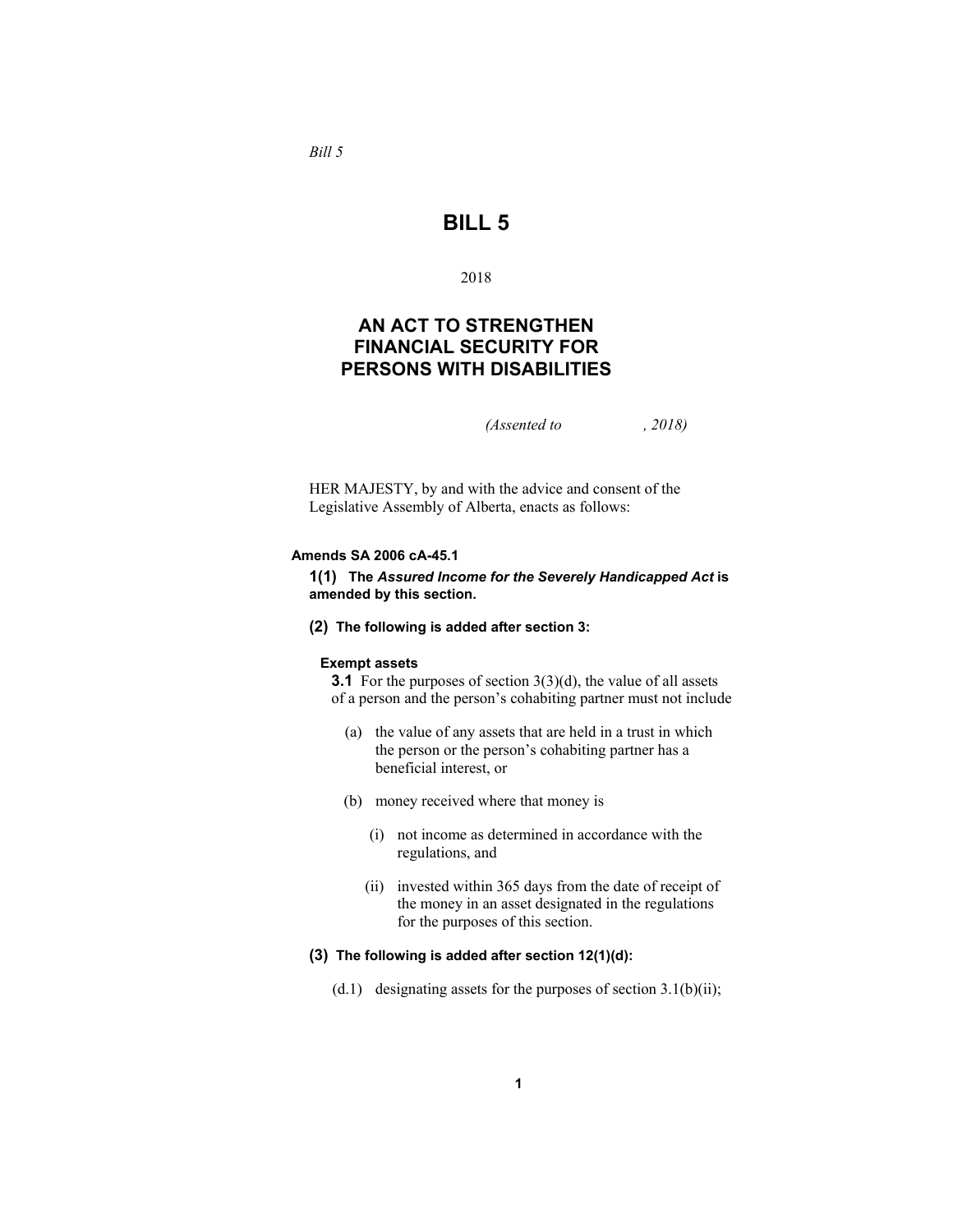*Bill 5*

# BILL 5

2018

## AN ACT TO STRENGTHEN FINANCIAL SECURITY FOR PERSONS WITH DISABILITIES

*(Assented to , 2018)*

HER MAJESTY, by and with the advice and consent of the Legislative Assembly of Alberta, enacts as follows:

**Amends SA 2006 cA-45.1**

**1(1) The *Assured Income for the Severely Handicapped Act* is amended by this section.**

**(2) The following is added after section 3:**

**Exempt assets**

**3.1** For the purposes of section 3(3)(d), the value of all assets of a person and the person's cohabiting partner must not include

(a) the value of any assets that are held in a trust in which the person or the person's cohabiting partner has a beneficial interest, or

(b) money received where that money is

(i) not income as determined in accordance with the regulations, and

(ii) invested within 365 days from the date of receipt of the money in an asset designated in the regulations for the purposes of this section.

**(3) The following is added after section 12(1)(d):**

(d.1) designating assets for the purposes of section 3.1(b)(ii);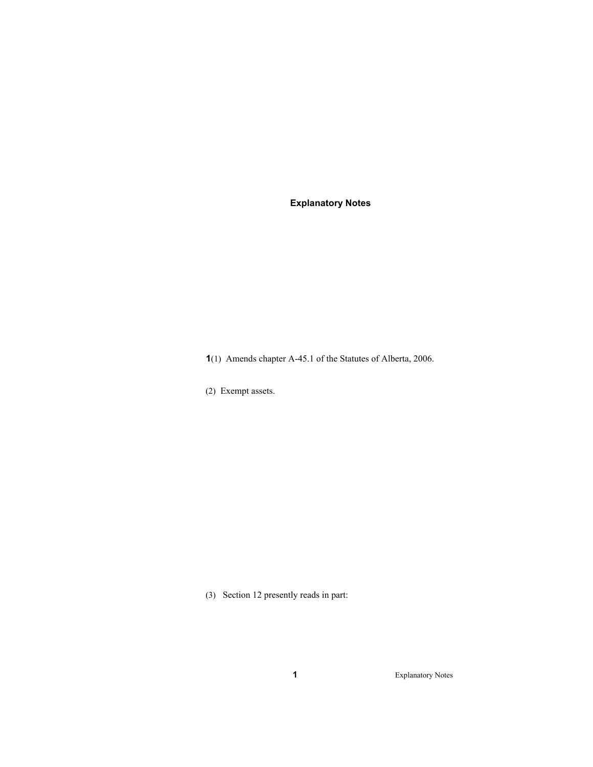## Explanatory Notes

**1**(1) Amends chapter A-45.1 of the Statutes of Alberta, 2006.

(2) Exempt assets.

(3) Section 12 presently reads in part: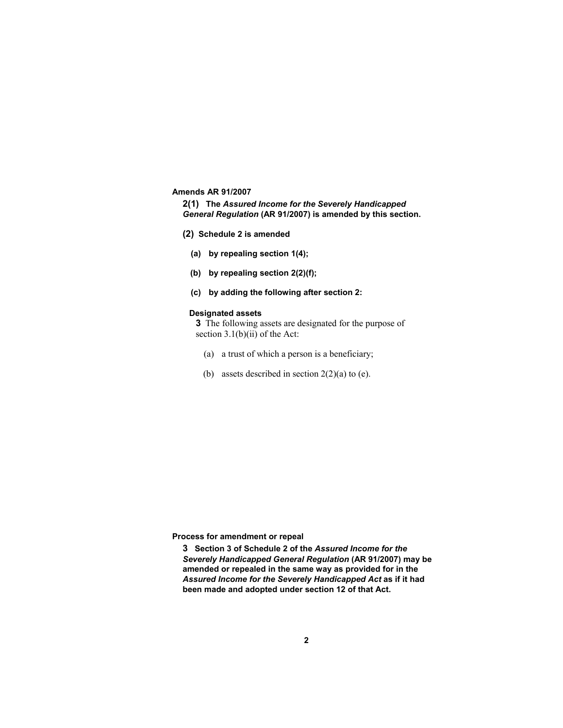**Amends AR 91/2007**

**2(1) The *Assured Income for the Severely Handicapped General Regulation* (AR 91/2007) is amended by this section.**

**(2) Schedule 2 is amended**

**(a) by repealing section 1(4);**

**(b) by repealing section 2(2)(f);**

**(c) by adding the following after section 2:**

**Designated assets**

**3** The following assets are designated for the purpose of section 3.1(b)(ii) of the Act:

(a) a trust of which a person is a beneficiary;

(b) assets described in section 2(2)(a) to (e).

**Process for amendment or repeal**

**3 Section 3 of Schedule 2 of the *Assured Income for the Severely Handicapped General Regulation* (AR 91/2007) may be amended or repealed in the same way as provided for in the *Assured Income for the Severely Handicapped Act* as if it had been made and adopted under section 12 of that Act.**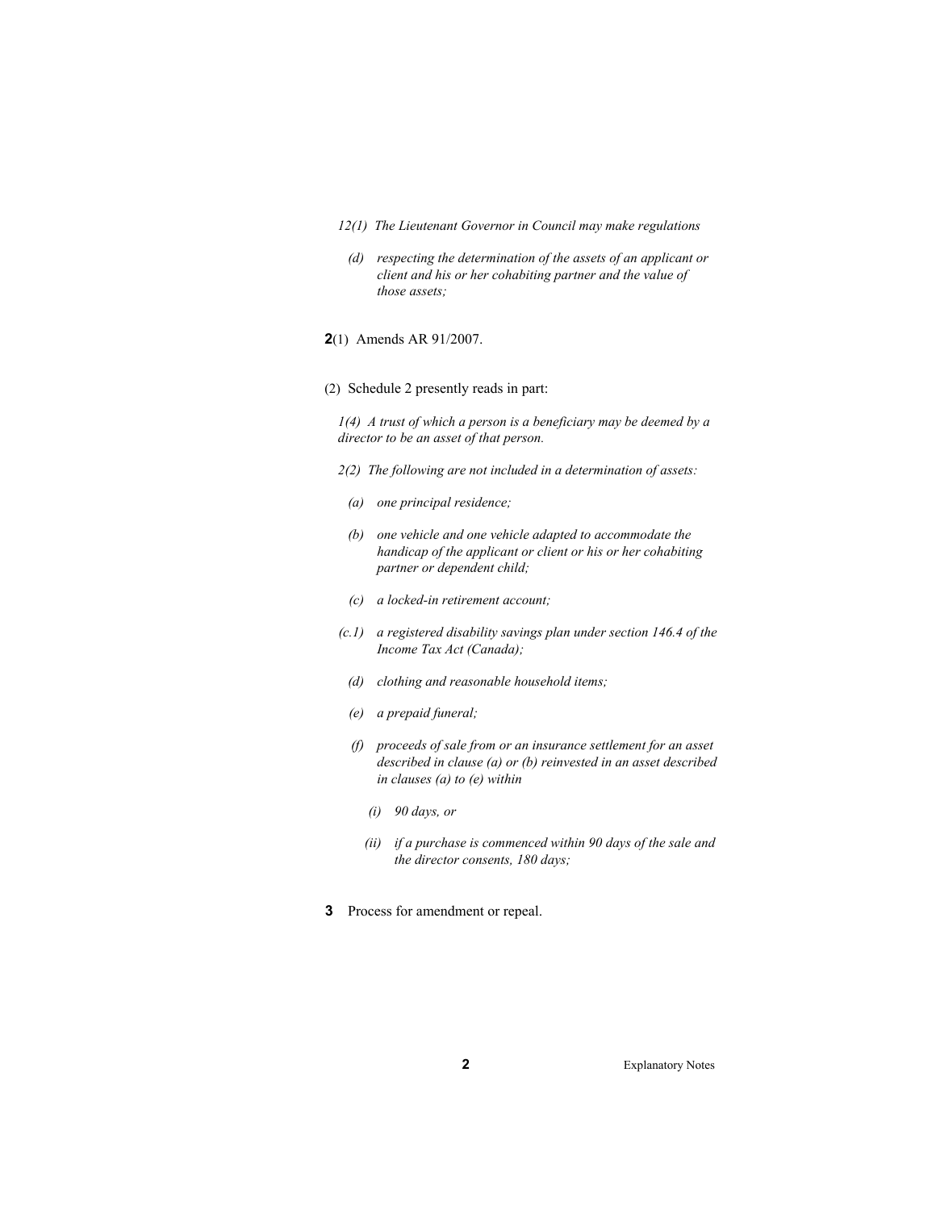*12(1) The Lieutenant Governor in Council may make regulations*

*(d) respecting the determination of the assets of an applicant or client and his or her cohabiting partner and the value of those assets;*

**2**(1) Amends AR 91/2007.

(2) Schedule 2 presently reads in part:

*1(4) A trust of which a person is a beneficiary may be deemed by a director to be an asset of that person.*

*2(2) The following are not included in a determination of assets:*

*(a) one principal residence;*

*(b) one vehicle and one vehicle adapted to accommodate the handicap of the applicant or client or his or her cohabiting partner or dependent child;*

*(c) a locked-in retirement account;*

*(c.1) a registered disability savings plan under section 146.4 of the Income Tax Act (Canada);*

*(d) clothing and reasonable household items;*

*(e) a prepaid funeral;*

*(f) proceeds of sale from or an insurance settlement for an asset described in clause (a) or (b) reinvested in an asset described in clauses (a) to (e) within*

*(i) 90 days, or*

*(ii) if a purchase is commenced within 90 days of the sale and the director consents, 180 days;*

**3** Process for amendment or repeal.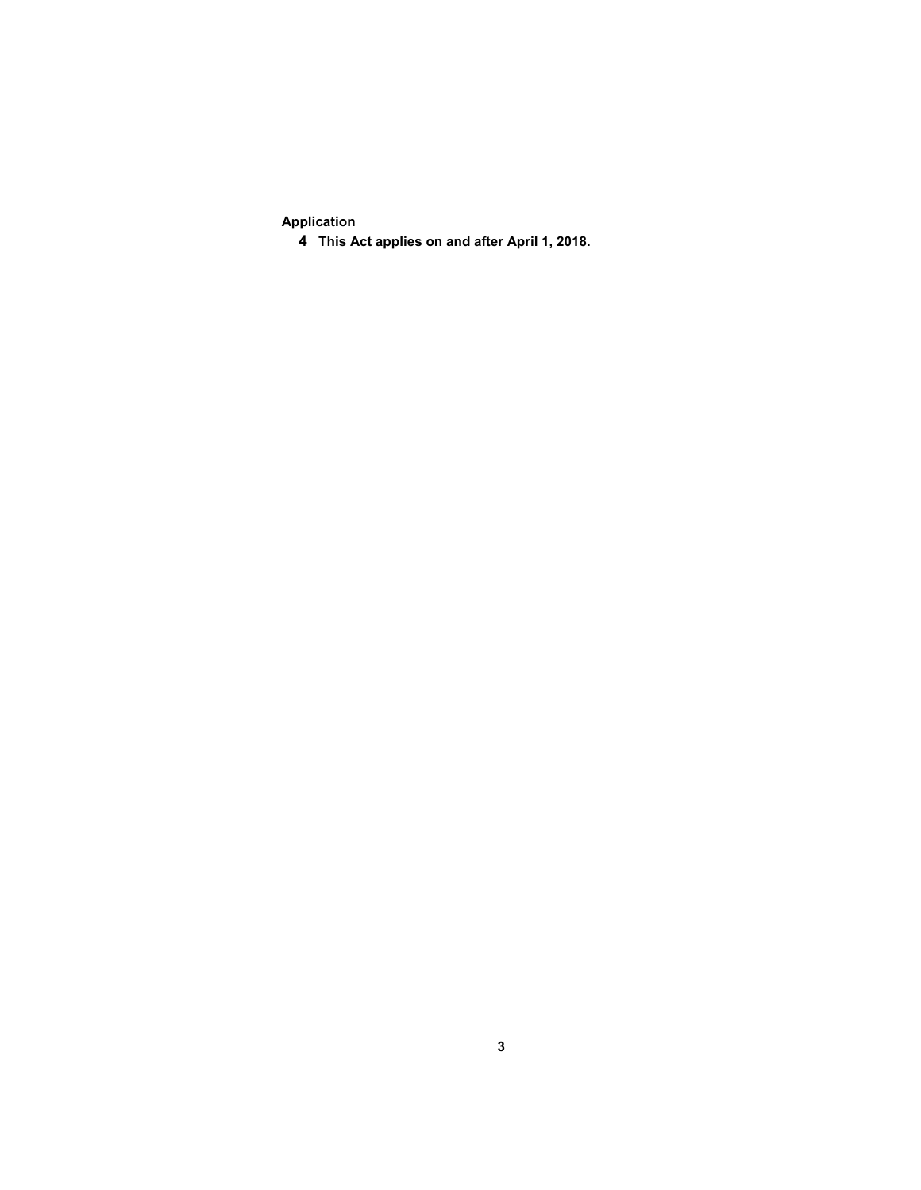**Application**

**4** **This Act applies on and after April 1, 2018.**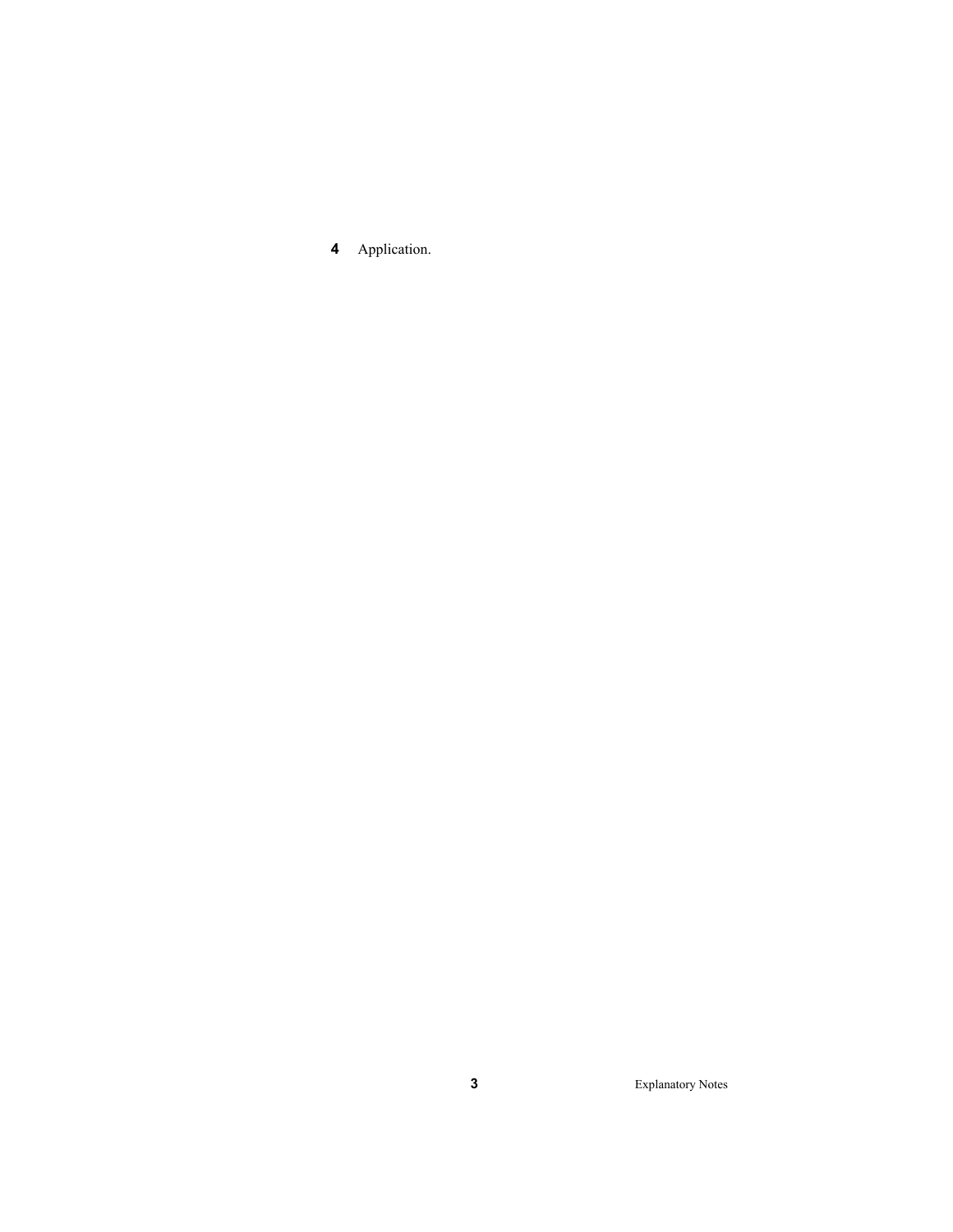**4** Application.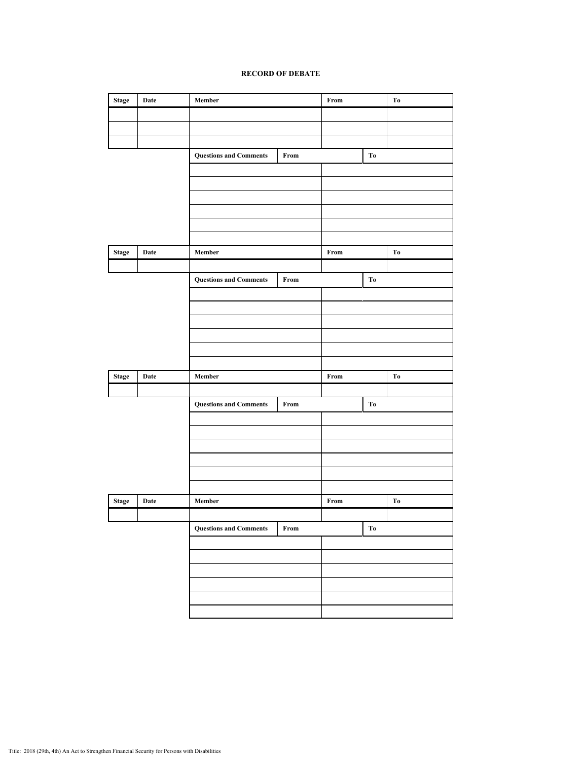# RECORD OF DEBATE

| Stage | Date | Member | From | To |
|---|---|---|---|---|
| | | | | |
| | | | | |
| | | | | |

| Questions and Comments From | To |
|---|---|
| | |
| | |
| | |
| | |
| | |
| | |

| Stage | Date | Member | From | To |
|---|---|---|---|---|
| | | | | |

| Questions and Comments From | To |
|---|---|
| | |
| | |
| | |
| | |
| | |
| | |

| Stage | Date | Member | From | To |
|---|---|---|---|---|
| | | | | |

| Questions and Comments From | To |
|---|---|
| | |
| | |
| | |
| | |
| | |
| | |

| Stage | Date | Member | From | To |
|---|---|---|---|---|
| | | | | |

| Questions and Comments From | To |
|---|---|
| | |
| | |
| | |
| | |
| | |
| | |

Title: 2018 (29th, 4th) An Act to Strengthen Financial Security for Persons with Disabilities